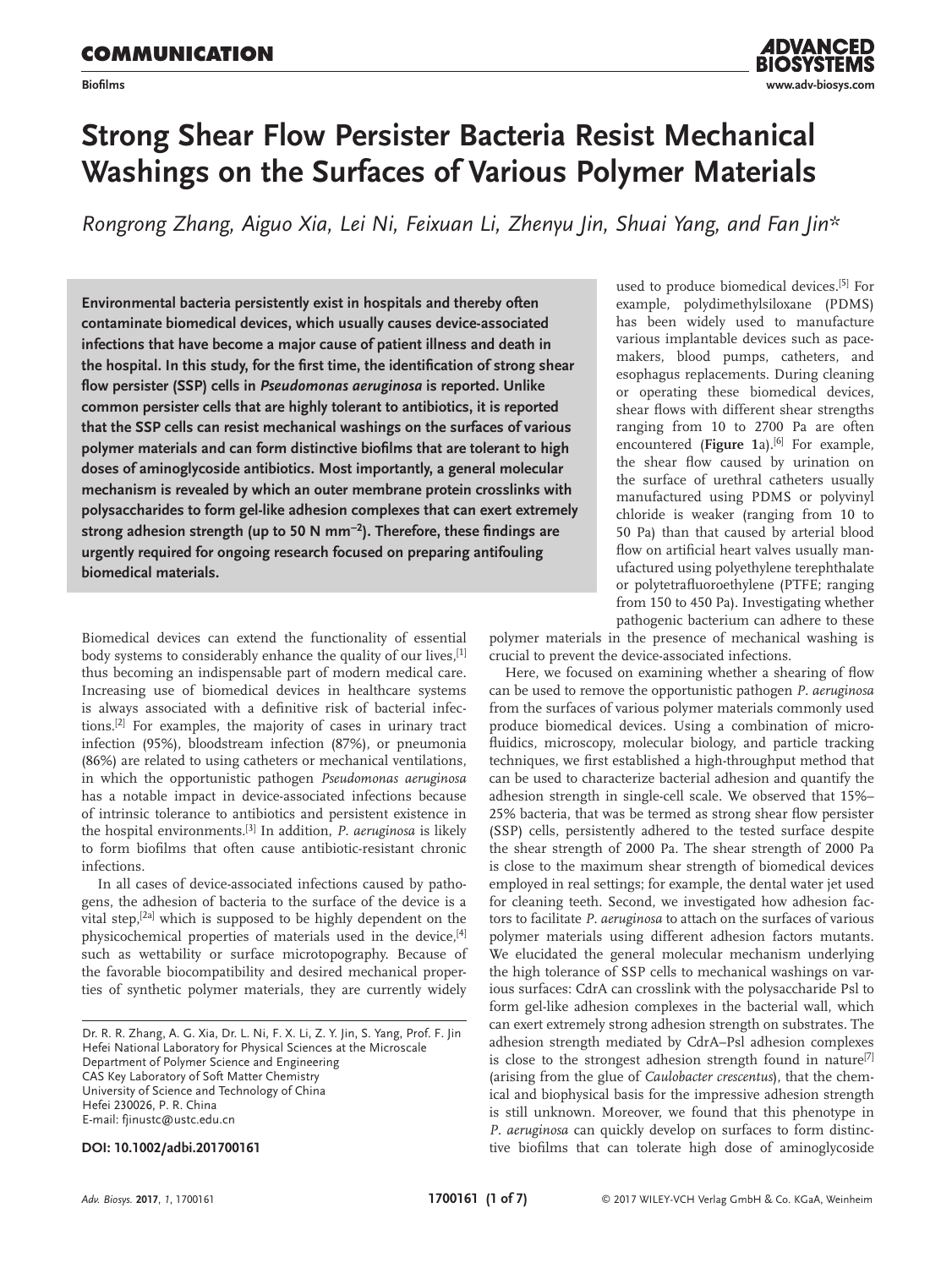# Strong Shear Flow Persister Bacteria Resist Mechanical Washings on the Surfaces of Various Polymer Materials

*Rongrong Zhang, Aiguo Xia, Lei Ni, Feixuan Li, Zhenyu Jin, Shuai Yang, and Fan Jin\**

**Environmental bacteria persistently exist in hospitals and thereby often contaminate biomedical devices, which usually causes device-associated infections that have become a major cause of patient illness and death in the hospital. In this study, for the first time, the identification of strong shear flow persister (SSP) cells in *Pseudomonas aeruginosa* is reported. Unlike common persister cells that are highly tolerant to antibiotics, it is reported that the SSP cells can resist mechanical washings on the surfaces of various polymer materials and can form distinctive biofilms that are tolerant to high doses of aminoglycoside antibiotics. Most importantly, a general molecular mechanism is revealed by which an outer membrane protein crosslinks with polysaccharides to form gel-like adhesion complexes that can exert extremely strong adhesion strength (up to 50 N mm$^{-2}$). Therefore, these findings are urgently required for ongoing research focused on preparing antifouling biomedical materials.**

Biomedical devices can extend the functionality of essential body systems to considerably enhance the quality of our lives,[1] thus becoming an indispensable part of modern medical care. Increasing use of biomedical devices in healthcare systems is always associated with a definitive risk of bacterial infections.[2] For examples, the majority of cases in urinary tract infection (95%), bloodstream infection (87%), or pneumonia (86%) are related to using catheters or mechanical ventilations, in which the opportunistic pathogen *Pseudomonas aeruginosa* has a notable impact in device-associated infections because of intrinsic tolerance to antibiotics and persistent existence in the hospital environments.[3] In addition, *P. aeruginosa* is likely to form biofilms that often cause antibiotic-resistant chronic infections.

In all cases of device-associated infections caused by pathogens, the adhesion of bacteria to the surface of the device is a vital step,[2a] which is supposed to be highly dependent on the physicochemical properties of materials used in the device,[4] such as wettability or surface microtopography. Because of the favorable biocompatibility and desired mechanical properties of synthetic polymer materials, they are currently widely used to produce biomedical devices.[5] For example, polydimethylsiloxane (PDMS) has been widely used to manufacture various implantable devices such as pacemakers, blood pumps, catheters, and esophagus replacements. During cleaning or operating these biomedical devices, shear flows with different shear strengths ranging from 10 to 2700 Pa are often encountered (**Figure 1**a).[6] For example, the shear flow caused by urination on the surface of urethral catheters usually manufactured using PDMS or polyvinyl chloride is weaker (ranging from 10 to 50 Pa) than that caused by arterial blood flow on artificial heart valves usually manufactured using polyethylene terephthalate or polytetrafluoroethylene (PTFE; ranging from 150 to 450 Pa). Investigating whether pathogenic bacterium can adhere to these polymer materials in the presence of mechanical washing is crucial to prevent the device-associated infections.

Here, we focused on examining whether a shearing of flow can be used to remove the opportunistic pathogen *P. aeruginosa* from the surfaces of various polymer materials commonly used produce biomedical devices. Using a combination of microfluidics, microscopy, molecular biology, and particle tracking techniques, we first established a high-throughput method that can be used to characterize bacterial adhesion and quantify the adhesion strength in single-cell scale. We observed that 15%–25% bacteria, that was be termed as strong shear flow persister (SSP) cells, persistently adhered to the tested surface despite the shear strength of 2000 Pa. The shear strength of 2000 Pa is close to the maximum shear strength of biomedical devices employed in real settings; for example, the dental water jet used for cleaning teeth. Second, we investigated how adhesion factors to facilitate *P. aeruginosa* to attach on the surfaces of various polymer materials using different adhesion factors mutants. We elucidated the general molecular mechanism underlying the high tolerance of SSP cells to mechanical washings on various surfaces: CdrA can crosslink with the polysaccharide Psl to form gel-like adhesion complexes in the bacterial wall, which can exert extremely strong adhesion strength on substrates. The adhesion strength mediated by CdrA–Psl adhesion complexes is close to the strongest adhesion strength found in nature[7] (arising from the glue of *Caulobacter crescentus*), that the chemical and biophysical basis for the impressive adhesion strength is still unknown. Moreover, we found that this phenotype in *P. aeruginosa* can quickly develop on surfaces to form distinctive biofilms that can tolerate high dose of aminoglycoside

Dr. R. R. Zhang, A. G. Xia, Dr. L. Ni, F. X. Li, Z. Y. Jin, S. Yang, Prof. F. Jin
Hefei National Laboratory for Physical Sciences at the Microscale
Department of Polymer Science and Engineering
CAS Key Laboratory of Soft Matter Chemistry
University of Science and Technology of China
Hefei 230026, P. R. China
E-mail: fjinustc@ustc.edu.cn

**DOI: 10.1002/adbi.201700161**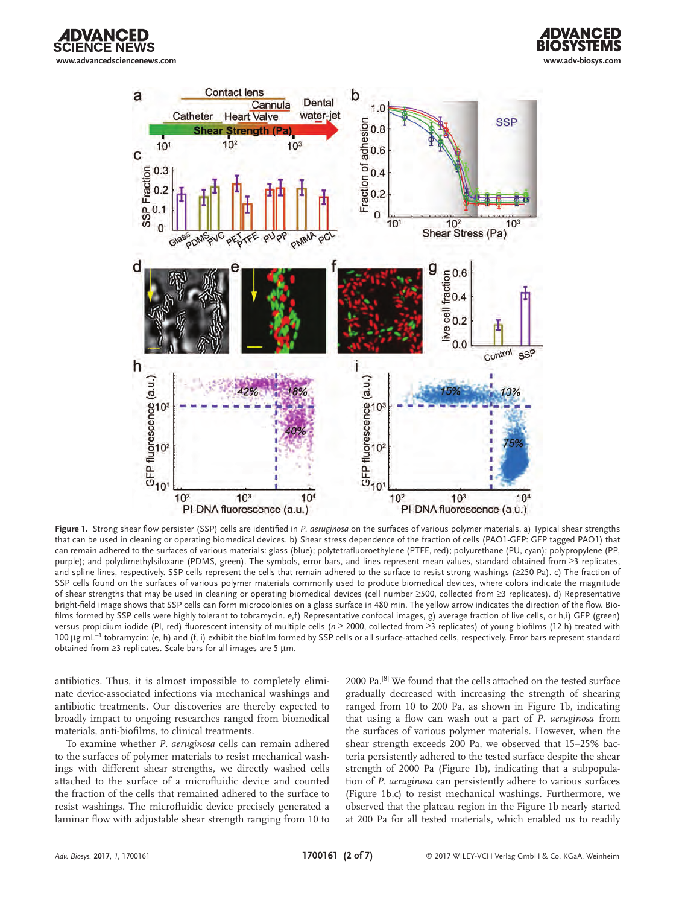**Figure 1.** Strong shear flow persister (SSP) cells are identified in *P. aeruginosa* on the surfaces of various polymer materials. a) Typical shear strengths that can be used in cleaning or operating biomedical devices. b) Shear stress dependence of the fraction of cells (PAO1-GFP: GFP tagged PAO1) that can remain adhered to the surfaces of various materials: glass (blue); polytetrafluoroethylene (PTFE, red); polyurethane (PU, cyan); polypropylene (PP, purple); and polydimethylsiloxane (PDMS, green). The symbols, error bars, and lines represent mean values, standard obtained from ≥3 replicates, and spline lines, respectively. SSP cells represent the cells that remain adhered to the surface to resist strong washings (≥250 Pa). c) The fraction of SSP cells found on the surfaces of various polymer materials commonly used to produce biomedical devices, where colors indicate the magnitude of shear strengths that may be used in cleaning or operating biomedical devices (cell number ≥500, collected from ≥3 replicates). d) Representative bright-field image shows that SSP cells can form microcolonies on a glass surface in 480 min. The yellow arrow indicates the direction of the flow. Biofilms formed by SSP cells were highly tolerant to tobramycin. e,f) Representative confocal images, g) average fraction of live cells, or h,i) GFP (green) versus propidium iodide (PI, red) fluorescent intensity of multiple cells ($n \geq 2000$, collected from ≥3 replicates) of young biofilms (12 h) treated with 100 µg mL$^{-1}$ tobramycin: (e, h) and (f, i) exhibit the biofilm formed by SSP cells or all surface-attached cells, respectively. Error bars represent standard obtained from ≥3 replicates. Scale bars for all images are 5 µm.

antibiotics. Thus, it is almost impossible to completely eliminate device-associated infections via mechanical washings and antibiotic treatments. Our discoveries are thereby expected to broadly impact to ongoing researches ranged from biomedical materials, anti-biofilms, to clinical treatments.

To examine whether *P. aeruginosa* cells can remain adhered to the surfaces of polymer materials to resist mechanical washings with different shear strengths, we directly washed cells attached to the surface of a microfluidic device and counted the fraction of the cells that remained adhered to the surface to resist washings. The microfluidic device precisely generated a laminar flow with adjustable shear strength ranging from 10 to 2000 Pa.[8] We found that the cells attached on the tested surface gradually decreased with increasing the strength of shearing ranged from 10 to 200 Pa, as shown in Figure 1b, indicating that using a flow can wash out a part of *P. aeruginosa* from the surfaces of various polymer materials. However, when the shear strength exceeds 200 Pa, we observed that 15–25% bacteria persistently adhered to the tested surface despite the shear strength of 2000 Pa (Figure 1b), indicating that a subpopulation of *P. aeruginosa* can persistently adhere to various surfaces (Figure 1b,c) to resist mechanical washings. Furthermore, we observed that the plateau region in the Figure 1b nearly started at 200 Pa for all tested materials, which enabled us to readily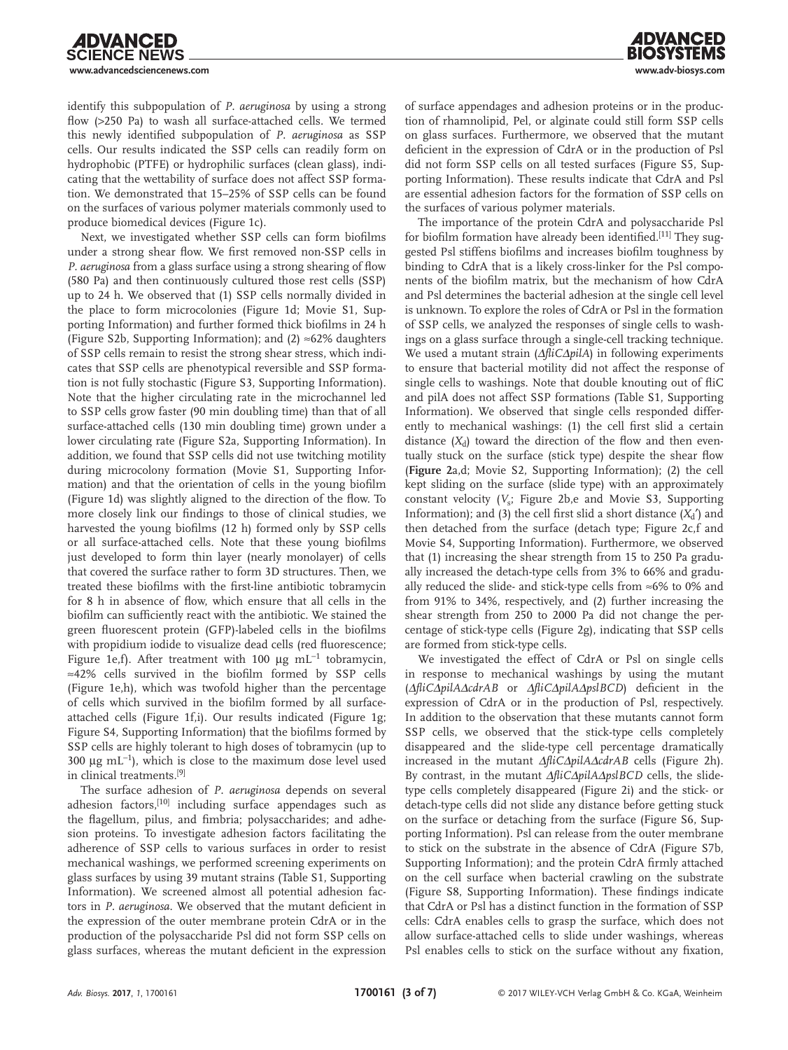identify this subpopulation of *P. aeruginosa* by using a strong flow (>250 Pa) to wash all surface-attached cells. We termed this newly identified subpopulation of *P. aeruginosa* as SSP cells. Our results indicated the SSP cells can readily form on hydrophobic (PTFE) or hydrophilic surfaces (clean glass), indicating that the wettability of surface does not affect SSP formation. We demonstrated that 15–25% of SSP cells can be found on the surfaces of various polymer materials commonly used to produce biomedical devices (Figure 1c).

Next, we investigated whether SSP cells can form biofilms under a strong shear flow. We first removed non-SSP cells in *P. aeruginosa* from a glass surface using a strong shearing of flow (580 Pa) and then continuously cultured those rest cells (SSP) up to 24 h. We observed that (1) SSP cells normally divided in the place to form microcolonies (Figure 1d; Movie S1, Supporting Information) and further formed thick biofilms in 24 h (Figure S2b, Supporting Information); and (2) ≈62% daughters of SSP cells remain to resist the strong shear stress, which indicates that SSP cells are phenotypical reversible and SSP formation is not fully stochastic (Figure S3, Supporting Information). Note that the higher circulating rate in the microchannel led to SSP cells grow faster (90 min doubling time) than that of all surface-attached cells (130 min doubling time) grown under a lower circulating rate (Figure S2a, Supporting Information). In addition, we found that SSP cells did not use twitching motility during microcolony formation (Movie S1, Supporting Information) and that the orientation of cells in the young biofilm (Figure 1d) was slightly aligned to the direction of the flow. To more closely link our findings to those of clinical studies, we harvested the young biofilms (12 h) formed only by SSP cells or all surface-attached cells. Note that these young biofilms just developed to form thin layer (nearly monolayer) of cells that covered the surface rather to form 3D structures. Then, we treated these biofilms with the first-line antibiotic tobramycin for 8 h in absence of flow, which ensure that all cells in the biofilm can sufficiently react with the antibiotic. We stained the green fluorescent protein (GFP)-labeled cells in the biofilms with propidium iodide to visualize dead cells (red fluorescence; Figure 1e,f). After treatment with 100 µg mL$^{-1}$ tobramycin, ≈42% cells survived in the biofilm formed by SSP cells (Figure 1e,h), which was twofold higher than the percentage of cells which survived in the biofilm formed by all surface-attached cells (Figure 1f,i). Our results indicated (Figure 1g; Figure S4, Supporting Information) that the biofilms formed by SSP cells are highly tolerant to high doses of tobramycin (up to 300 µg mL$^{-1}$), which is close to the maximum dose level used in clinical treatments.[9]

The surface adhesion of *P. aeruginosa* depends on several adhesion factors,[10] including surface appendages such as the flagellum, pilus, and fimbria; polysaccharides; and adhesion proteins. To investigate adhesion factors facilitating the adherence of SSP cells to various surfaces in order to resist mechanical washings, we performed screening experiments on glass surfaces by using 39 mutant strains (Table S1, Supporting Information). We screened almost all potential adhesion factors in *P. aeruginosa*. We observed that the mutant deficient in the expression of the outer membrane protein CdrA or in the production of the polysaccharide Psl did not form SSP cells on glass surfaces, whereas the mutant deficient in the expression of surface appendages and adhesion proteins or in the production of rhamnolipid, Pel, or alginate could still form SSP cells on glass surfaces. Furthermore, we observed that the mutant deficient in the expression of CdrA or in the production of Psl did not form SSP cells on all tested surfaces (Figure S5, Supporting Information). These results indicate that CdrA and Psl are essential adhesion factors for the formation of SSP cells on the surfaces of various polymer materials.

The importance of the protein CdrA and polysaccharide Psl for biofilm formation have already been identified.[11] They suggested Psl stiffens biofilms and increases biofilm toughness by binding to CdrA that is a likely cross-linker for the Psl components of the biofilm matrix, but the mechanism of how CdrA and Psl determines the bacterial adhesion at the single cell level is unknown. To explore the roles of CdrA or Psl in the formation of SSP cells, we analyzed the responses of single cells to washings on a glass surface through a single-cell tracking technique. We used a mutant strain (*ΔfliCΔpilA*) in following experiments to ensure that bacterial motility did not affect the response of single cells to washings. Note that double knouting out of fliC and pilA does not affect SSP formations (Table S1, Supporting Information). We observed that single cells responded differently to mechanical washings: (1) the cell first slid a certain distance ($X_d$) toward the direction of the flow and then eventually stuck on the surface (stick type) despite the shear flow (**Figure 2**a,d; Movie S2, Supporting Information); (2) the cell kept sliding on the surface (slide type) with an approximately constant velocity ($V_s$; Figure 2b,e and Movie S3, Supporting Information); and (3) the cell first slid a short distance ($X_d'$) and then detached from the surface (detach type; Figure 2c,f and Movie S4, Supporting Information). Furthermore, we observed that (1) increasing the shear strength from 15 to 250 Pa gradually increased the detach-type cells from 3% to 66% and gradually reduced the slide- and stick-type cells from ≈6% to 0% and from 91% to 34%, respectively, and (2) further increasing the shear strength from 250 to 2000 Pa did not change the percentage of stick-type cells (Figure 2g), indicating that SSP cells are formed from stick-type cells.

We investigated the effect of CdrA or Psl on single cells in response to mechanical washings by using the mutant (*ΔfliCΔpilAΔcdrAB* or *ΔfliCΔpilAΔpslBCD*) deficient in the expression of CdrA or in the production of Psl, respectively. In addition to the observation that these mutants cannot form SSP cells, we observed that the stick-type cells completely disappeared and the slide-type cell percentage dramatically increased in the mutant *ΔfliCΔpilAΔcdrAB* cells (Figure 2h). By contrast, in the mutant *ΔfliCΔpilAΔpslBCD* cells, the slide-type cells completely disappeared (Figure 2i) and the stick- or detach-type cells did not slide any distance before getting stuck on the surface or detaching from the surface (Figure S6, Supporting Information). Psl can release from the outer membrane to stick on the substrate in the absence of CdrA (Figure S7b, Supporting Information); and the protein CdrA firmly attached on the cell surface when bacterial crawling on the substrate (Figure S8, Supporting Information). These findings indicate that CdrA or Psl has a distinct function in the formation of SSP cells: CdrA enables cells to grasp the surface, which does not allow surface-attached cells to slide under washings, whereas Psl enables cells to stick on the surface without any fixation,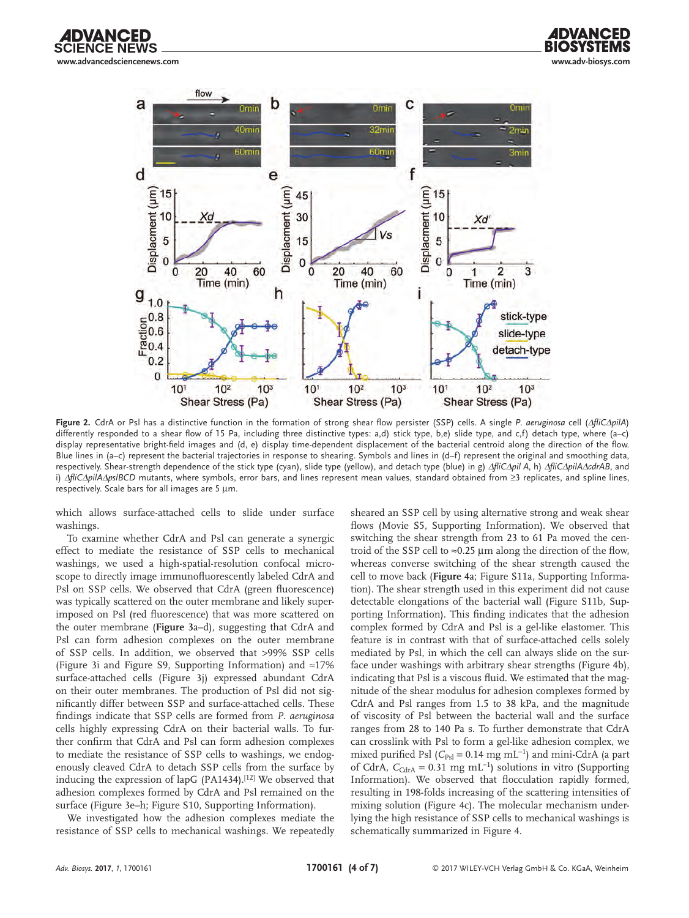**Figure 2.** CdrA or Psl has a distinctive function in the formation of strong shear flow persister (SSP) cells. A single *P. aeruginosa* cell (*ΔfliCΔpilA*) differently responded to a shear flow of 15 Pa, including three distinctive types: a,d) stick type, b,e) slide type, and c,f) detach type, where (a–c) display representative bright-field images and (d, e) display time-dependent displacement of the bacterial centroid along the direction of the flow. Blue lines in (a–c) represent the bacterial trajectories in response to shearing. Symbols and lines in (d–f) represent the original and smoothing data, respectively. Shear-strength dependence of the stick type (cyan), slide type (yellow), and detach type (blue) in g) *ΔfliCΔpil A*, h) *ΔfliCΔpilAΔcdrAB*, and i) *ΔfliCΔpilAΔpslBCD* mutants, where symbols, error bars, and lines represent mean values, standard obtained from ≥3 replicates, and spline lines, respectively. Scale bars for all images are 5 µm.

which allows surface-attached cells to slide under surface washings.

To examine whether CdrA and Psl can generate a synergic effect to mediate the resistance of SSP cells to mechanical washings, we used a high-spatial-resolution confocal microscope to directly image immunofluorescently labeled CdrA and Psl on SSP cells. We observed that CdrA (green fluorescence) was typically scattered on the outer membrane and likely superimposed on Psl (red fluorescence) that was more scattered on the outer membrane (**Figure 3**a–d), suggesting that CdrA and Psl can form adhesion complexes on the outer membrane of SSP cells. In addition, we observed that >99% SSP cells (Figure 3i and Figure S9, Supporting Information) and ≈17% surface-attached cells (Figure 3j) expressed abundant CdrA on their outer membranes. The production of Psl did not significantly differ between SSP and surface-attached cells. These findings indicate that SSP cells are formed from *P. aeruginosa* cells highly expressing CdrA on their bacterial walls. To further confirm that CdrA and Psl can form adhesion complexes to mediate the resistance of SSP cells to washings, we endogenously cleaved CdrA to detach SSP cells from the surface by inducing the expression of lapG (PA1434).[12] We observed that adhesion complexes formed by CdrA and Psl remained on the surface (Figure 3e–h; Figure S10, Supporting Information).

We investigated how the adhesion complexes mediate the resistance of SSP cells to mechanical washings. We repeatedly sheared an SSP cell by using alternative strong and weak shear flows (Movie S5, Supporting Information). We observed that switching the shear strength from 23 to 61 Pa moved the centroid of the SSP cell to ≈0.25 µm along the direction of the flow, whereas converse switching of the shear strength caused the cell to move back (**Figure 4**a; Figure S11a, Supporting Information). The shear strength used in this experiment did not cause detectable elongations of the bacterial wall (Figure S11b, Supporting Information). This finding indicates that the adhesion complex formed by CdrA and Psl is a gel-like elastomer. This feature is in contrast with that of surface-attached cells solely mediated by Psl, in which the cell can always slide on the surface under washings with arbitrary shear strengths (Figure 4b), indicating that Psl is a viscous fluid. We estimated that the magnitude of the shear modulus for adhesion complexes formed by CdrA and Psl ranges from 1.5 to 38 kPa, and the magnitude of viscosity of Psl between the bacterial wall and the surface ranges from 28 to 140 Pa s. To further demonstrate that CdrA can crosslink with Psl to form a gel-like adhesion complex, we mixed purified Psl ($C_{Psl}$ = 0.14 mg mL$^{-1}$) and mini-CdrA (a part of CdrA, $C_{CdrA}$ = 0.31 mg mL$^{-1}$) solutions in vitro (Supporting Information). We observed that flocculation rapidly formed, resulting in 198-folds increasing of the scattering intensities of mixing solution (Figure 4c). The molecular mechanism underlying the high resistance of SSP cells to mechanical washings is schematically summarized in Figure 4.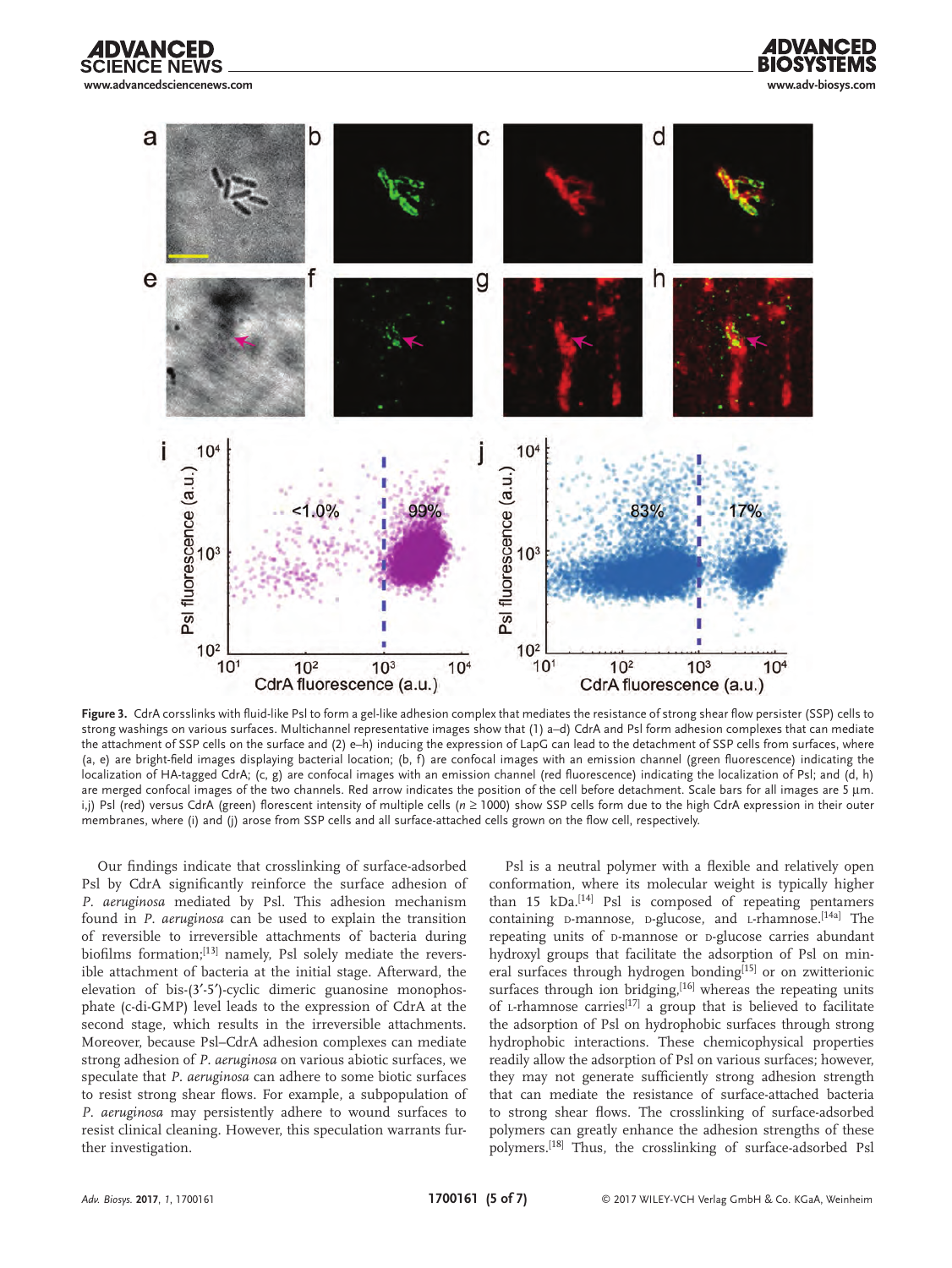**Figure 3.** CdrA corsslinks with fluid-like Psl to form a gel-like adhesion complex that mediates the resistance of strong shear flow persister (SSP) cells to strong washings on various surfaces. Multichannel representative images show that (1) a–d) CdrA and Psl form adhesion complexes that can mediate the attachment of SSP cells on the surface and (2) e–h) inducing the expression of LapG can lead to the detachment of SSP cells from surfaces, where (a, e) are bright-field images displaying bacterial location; (b, f) are confocal images with an emission channel (green fluorescence) indicating the localization of HA-tagged CdrA; (c, g) are confocal images with an emission channel (red fluorescence) indicating the localization of Psl; and (d, h) are merged confocal images of the two channels. Red arrow indicates the position of the cell before detachment. Scale bars for all images are 5 µm. i,j) Psl (red) versus CdrA (green) florescent intensity of multiple cells ($n \geq 1000$) show SSP cells form due to the high CdrA expression in their outer membranes, where (i) and (j) arose from SSP cells and all surface-attached cells grown on the flow cell, respectively.

Our findings indicate that crosslinking of surface-adsorbed Psl by CdrA significantly reinforce the surface adhesion of *P. aeruginosa* mediated by Psl. This adhesion mechanism found in *P. aeruginosa* can be used to explain the transition of reversible to irreversible attachments of bacteria during biofilms formation;[13] namely, Psl solely mediate the reversible attachment of bacteria at the initial stage. Afterward, the elevation of bis-(3′-5′)-cyclic dimeric guanosine monophosphate (c-di-GMP) level leads to the expression of CdrA at the second stage, which results in the irreversible attachments. Moreover, because Psl–CdrA adhesion complexes can mediate strong adhesion of *P. aeruginosa* on various abiotic surfaces, we speculate that *P. aeruginosa* can adhere to some biotic surfaces to resist strong shear flows. For example, a subpopulation of *P. aeruginosa* may persistently adhere to wound surfaces to resist clinical cleaning. However, this speculation warrants further investigation.

Psl is a neutral polymer with a flexible and relatively open conformation, where its molecular weight is typically higher than 15 kDa.[14] Psl is composed of repeating pentamers containing D-mannose, D-glucose, and L-rhamnose.[14a] The repeating units of D-mannose or D-glucose carries abundant hydroxyl groups that facilitate the adsorption of Psl on mineral surfaces through hydrogen bonding[15] or on zwitterionic surfaces through ion bridging,[16] whereas the repeating units of L-rhamnose carries[17] a group that is believed to facilitate the adsorption of Psl on hydrophobic surfaces through strong hydrophobic interactions. These chemicophysical properties readily allow the adsorption of Psl on various surfaces; however, they may not generate sufficiently strong adhesion strength that can mediate the resistance of surface-attached bacteria to strong shear flows. The crosslinking of surface-adsorbed polymers can greatly enhance the adhesion strengths of these polymers.[18] Thus, the crosslinking of surface-adsorbed Psl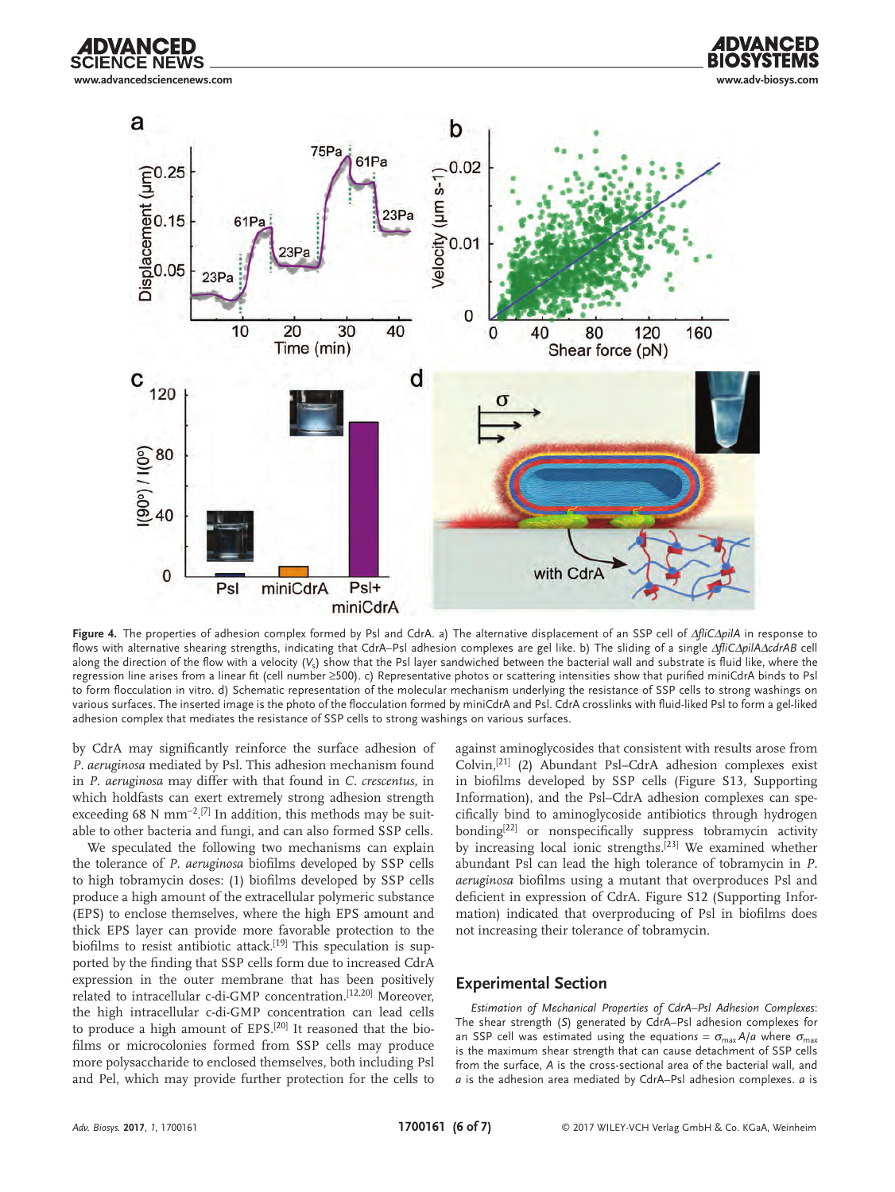Figure 4. The properties of adhesion complex formed by Psl and CdrA. a) The alternative displacement of an SSP cell of *ΔfliCΔpilA* in response to flows with alternative shearing strengths, indicating that CdrA–Psl adhesion complexes are gel like. b) The sliding of a single *ΔfliCΔpilAΔcdrAB* cell along the direction of the flow with a velocity ($V_s$) show that the Psl layer sandwiched between the bacterial wall and substrate is fluid like, where the regression line arises from a linear fit (cell number ≥500). c) Representative photos or scattering intensities show that purified miniCdrA binds to Psl to form flocculation in vitro. d) Schematic representation of the molecular mechanism underlying the resistance of SSP cells to strong washings on various surfaces. The inserted image is the photo of the flocculation formed by miniCdrA and Psl. CdrA crosslinks with fluid-liked Psl to form a gel-liked adhesion complex that mediates the resistance of SSP cells to strong washings on various surfaces.

by CdrA may significantly reinforce the surface adhesion of *P. aeruginosa* mediated by Psl. This adhesion mechanism found in *P. aeruginosa* may differ with that found in *C. crescentus*, in which holdfasts can exert extremely strong adhesion strength exceeding 68 N $mm^{-2}$.[7] In addition, this methods may be suitable to other bacteria and fungi, and can also formed SSP cells.

We speculated the following two mechanisms can explain the tolerance of *P. aeruginosa* biofilms developed by SSP cells to high tobramycin doses: (1) biofilms developed by SSP cells produce a high amount of the extracellular polymeric substance (EPS) to enclose themselves, where the high EPS amount and thick EPS layer can provide more favorable protection to the biofilms to resist antibiotic attack.[19] This speculation is supported by the finding that SSP cells form due to increased CdrA expression in the outer membrane that has been positively related to intracellular c-di-GMP concentration.[12,20] Moreover, the high intracellular c-di-GMP concentration can lead cells to produce a high amount of EPS.[20] It reasoned that the biofilms or microcolonies formed from SSP cells may produce more polysaccharide to enclosed themselves, both including Psl and Pel, which may provide further protection for the cells to against aminoglycosides that consistent with results arose from Colvin,[21] (2) Abundant Psl–CdrA adhesion complexes exist in biofilms developed by SSP cells (Figure S13, Supporting Information), and the Psl–CdrA adhesion complexes can specifically bind to aminoglycoside antibiotics through hydrogen bonding[22] or nonspecifically suppress tobramycin activity by increasing local ionic strengths.[23] We examined whether abundant Psl can lead the high tolerance of tobramycin in *P. aeruginosa* biofilms using a mutant that overproduces Psl and deficient in expression of CdrA. Figure S12 (Supporting Information) indicated that overproducing of Psl in biofilms does not increasing their tolerance of tobramycin.

## Experimental Section

*Estimation of Mechanical Properties of CdrA–Psl Adhesion Complexes*: The shear strength ($S$) generated by CdrA–Psl adhesion complexes for an SSP cell was estimated using the equations $= \sigma_{max} A/a$ where $\sigma_{max}$ is the maximum shear strength that can cause detachment of SSP cells from the surface, $A$ is the cross-sectional area of the bacterial wall, and $a$ is the adhesion area mediated by CdrA–Psl adhesion complexes. $a$ is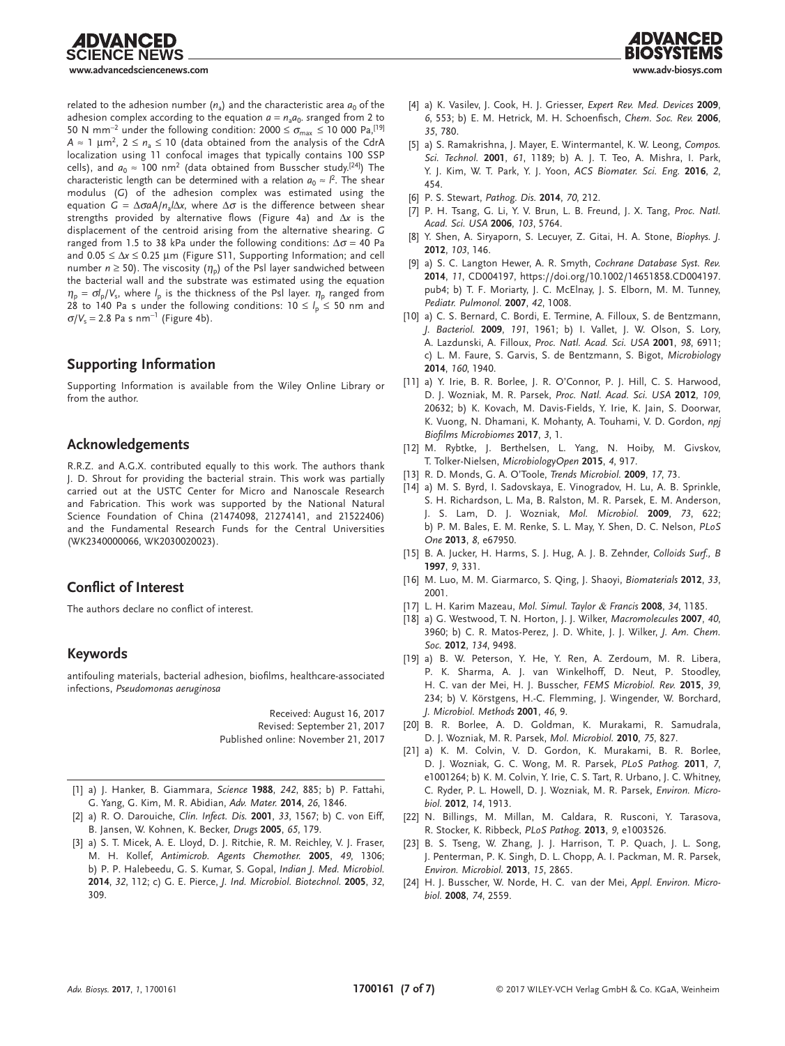related to the adhesion number ($n_a$) and the characteristic area $a_0$ of the adhesion complex according to the equation $a = n_a a_0$. sranged from 2 to 50 N mm$^{-2}$ under the following condition: $2000 \leq \sigma_{max} \leq 10\,000$ Pa,[19] $A \approx 1$ µm$^2$, $2 \leq n_a \leq 10$ (data obtained from the analysis of the CdrA localization using 11 confocal images that typically contains 100 SSP cells), and $a_0 \approx 100$ nm$^2$ (data obtained from Busscher study.[24]) The characteristic length can be determined with a relation $a_0 \approx l^2$. The shear modulus ($G$) of the adhesion complex was estimated using the equation $G = \Delta\sigma A/n_a l \Delta x$, where $\Delta\sigma$ is the difference between shear strengths provided by alternative flows (Figure 4a) and $\Delta x$ is the displacement of the centroid arising from the alternative shearing. $G$ ranged from 1.5 to 38 kPa under the following conditions: $\Delta\sigma = 40$ Pa and $0.05 \leq \Delta x \leq 0.25$ µm (Figure S11, Supporting Information; and cell number $n \geq 50$). The viscosity ($\eta_p$) of the Psl layer sandwiched between the bacterial wall and the substrate was estimated using the equation $\eta_p = \sigma l_p/V_s$, where $l_p$ is the thickness of the Psl layer. $\eta_p$ ranged from 28 to 140 Pa s under the following conditions: $10 \leq l_p \leq 50$ nm and $\sigma/V_s = 2.8$ Pa s nm$^{-1}$ (Figure 4b).

## Supporting Information

Supporting Information is available from the Wiley Online Library or from the author.

## Acknowledgements

R.R.Z. and A.G.X. contributed equally to this work. The authors thank J. D. Shrout for providing the bacterial strain. This work was partially carried out at the USTC Center for Micro and Nanoscale Research and Fabrication. This work was supported by the National Natural Science Foundation of China (21474098, 21274141, and 21522406) and the Fundamental Research Funds for the Central Universities (WK2340000066, WK2030020023).

## Conflict of Interest

The authors declare no conflict of interest.

## Keywords

antifouling materials, bacterial adhesion, biofilms, healthcare-associated infections, *Pseudomonas aeruginosa*

Received: August 16, 2017
Revised: September 21, 2017
Published online: November 21, 2017

---

[1] a) J. Hanker, B. Giammara, *Science* **1988**, *242*, 885; b) P. Fattahi, G. Yang, G. Kim, M. R. Abidian, *Adv. Mater.* **2014**, *26*, 1846.

[2] a) R. O. Darouiche, *Clin. Infect. Dis.* **2001**, *33*, 1567; b) C. von Eiff, B. Jansen, W. Kohnen, K. Becker, *Drugs* **2005**, *65*, 179.

[3] a) S. T. Micek, A. E. Lloyd, D. J. Ritchie, R. M. Reichley, V. J. Fraser, M. H. Kollef, *Antimicrob. Agents Chemother.* **2005**, *49*, 1306; b) P. P. Halebeedu, G. S. Kumar, S. Gopal, *Indian J. Med. Microbiol.* **2014**, *32*, 112; c) G. E. Pierce, *J. Ind. Microbiol. Biotechnol.* **2005**, *32*, 309.

[4] a) K. Vasilev, J. Cook, H. J. Griesser, *Expert Rev. Med. Devices* **2009**, *6*, 553; b) E. M. Hetrick, M. H. Schoenfisch, *Chem. Soc. Rev.* **2006**, *35*, 780.

[5] a) S. Ramakrishna, J. Mayer, E. Wintermantel, K. W. Leong, *Compos. Sci. Technol.* **2001**, *61*, 1189; b) A. J. T. Teo, A. Mishra, I. Park, Y. J. Kim, W. T. Park, Y. J. Yoon, *ACS Biomater. Sci. Eng.* **2016**, *2*, 454.

[6] P. S. Stewart, *Pathog. Dis.* **2014**, *70*, 212.

[7] P. H. Tsang, G. Li, Y. V. Brun, L. B. Freund, J. X. Tang, *Proc. Natl. Acad. Sci. USA* **2006**, *103*, 5764.

[8] Y. Shen, A. Siryaporn, S. Lecuyer, Z. Gitai, H. A. Stone, *Biophys. J.* **2012**, *103*, 146.

[9] a) S. C. Langton Hewer, A. R. Smyth, *Cochrane Database Syst. Rev.* **2014**, *11*, CD004197, https://doi.org/10.1002/14651858.CD004197.pub4; b) T. F. Moriarty, J. C. McElnay, J. S. Elborn, M. M. Tunney, *Pediatr. Pulmonol.* **2007**, *42*, 1008.

[10] a) C. S. Bernard, C. Bordi, E. Termine, A. Filloux, S. de Bentzmann, *J. Bacteriol.* **2009**, *191*, 1961; b) I. Vallet, J. W. Olson, S. Lory, A. Lazdunski, A. Filloux, *Proc. Natl. Acad. Sci. USA* **2001**, *98*, 6911; c) L. M. Faure, S. Garvis, S. de Bentzmann, S. Bigot, *Microbiology* **2014**, *160*, 1940.

[11] a) Y. Irie, B. R. Borlee, J. R. O'Connor, P. J. Hill, C. S. Harwood, D. J. Wozniak, M. R. Parsek, *Proc. Natl. Acad. Sci. USA* **2012**, *109*, 20632; b) K. Kovach, M. Davis-Fields, Y. Irie, K. Jain, S. Doorwar, K. Vuong, N. Dhamani, K. Mohanty, A. Touhami, V. D. Gordon, *npj Biofilms Microbiomes* **2017**, *3*, 1.

[12] M. Rybtke, J. Berthelsen, L. Yang, N. Hoiby, M. Givskov, T. Tolker-Nielsen, *MicrobiologyOpen* **2015**, *4*, 917.

[13] R. D. Monds, G. A. O'Toole, *Trends Microbiol.* **2009**, *17*, 73.

[14] a) M. S. Byrd, I. Sadovskaya, E. Vinogradov, H. Lu, A. B. Sprinkle, S. H. Richardson, L. Ma, B. Ralston, M. R. Parsek, E. M. Anderson, J. S. Lam, D. J. Wozniak, *Mol. Microbiol.* **2009**, *73*, 622; b) P. M. Bales, E. M. Renke, S. L. May, Y. Shen, D. C. Nelson, *PLoS One* **2013**, *8*, e67950.

[15] B. A. Jucker, H. Harms, S. J. Hug, A. J. B. Zehnder, *Colloids Surf., B* **1997**, *9*, 331.

[16] M. Luo, M. M. Giarmarco, S. Qing, J. Shaoyi, *Biomaterials* **2012**, *33*, 2001.

[17] L. H. Karim Mazeau, *Mol. Simul. Taylor & Francis* **2008**, *34*, 1185.

[18] a) G. Westwood, T. N. Horton, J. J. Wilker, *Macromolecules* **2007**, *40*, 3960; b) C. R. Matos-Perez, J. D. White, J. J. Wilker, *J. Am. Chem. Soc.* **2012**, *134*, 9498.

[19] a) B. W. Peterson, Y. He, Y. Ren, A. Zerdoum, M. R. Libera, P. K. Sharma, A. J. van Winkelhoff, D. Neut, P. Stoodley, H. C. van der Mei, H. J. Busscher, *FEMS Microbiol. Rev.* **2015**, *39*, 234; b) V. Körstgens, H.-C. Flemming, J. Wingender, W. Borchard, *J. Microbiol. Methods* **2001**, *46*, 9.

[20] B. R. Borlee, A. D. Goldman, K. Murakami, R. Samudrala, D. J. Wozniak, M. R. Parsek, *Mol. Microbiol.* **2010**, *75*, 827.

[21] a) K. M. Colvin, V. D. Gordon, K. Murakami, B. R. Borlee, D. J. Wozniak, G. C. Wong, M. R. Parsek, *PLoS Pathog.* **2011**, *7*, e1001264; b) K. M. Colvin, Y. Irie, C. S. Tart, R. Urbano, J. C. Whitney, C. Ryder, P. L. Howell, D. J. Wozniak, M. R. Parsek, *Environ. Microbiol.* **2012**, *14*, 1913.

[22] N. Billings, M. Millan, M. Caldara, R. Rusconi, Y. Tarasova, R. Stocker, K. Ribbeck, *PLoS Pathog.* **2013**, *9*, e1003526.

[23] B. S. Tseng, W. Zhang, J. J. Harrison, T. P. Quach, J. L. Song, J. Penterman, P. K. Singh, D. L. Chopp, A. I. Packman, M. R. Parsek, *Environ. Microbiol.* **2013**, *15*, 2865.

[24] H. J. Busscher, W. Norde, H. C. van der Mei, *Appl. Environ. Microbiol.* **2008**, *74*, 2559.